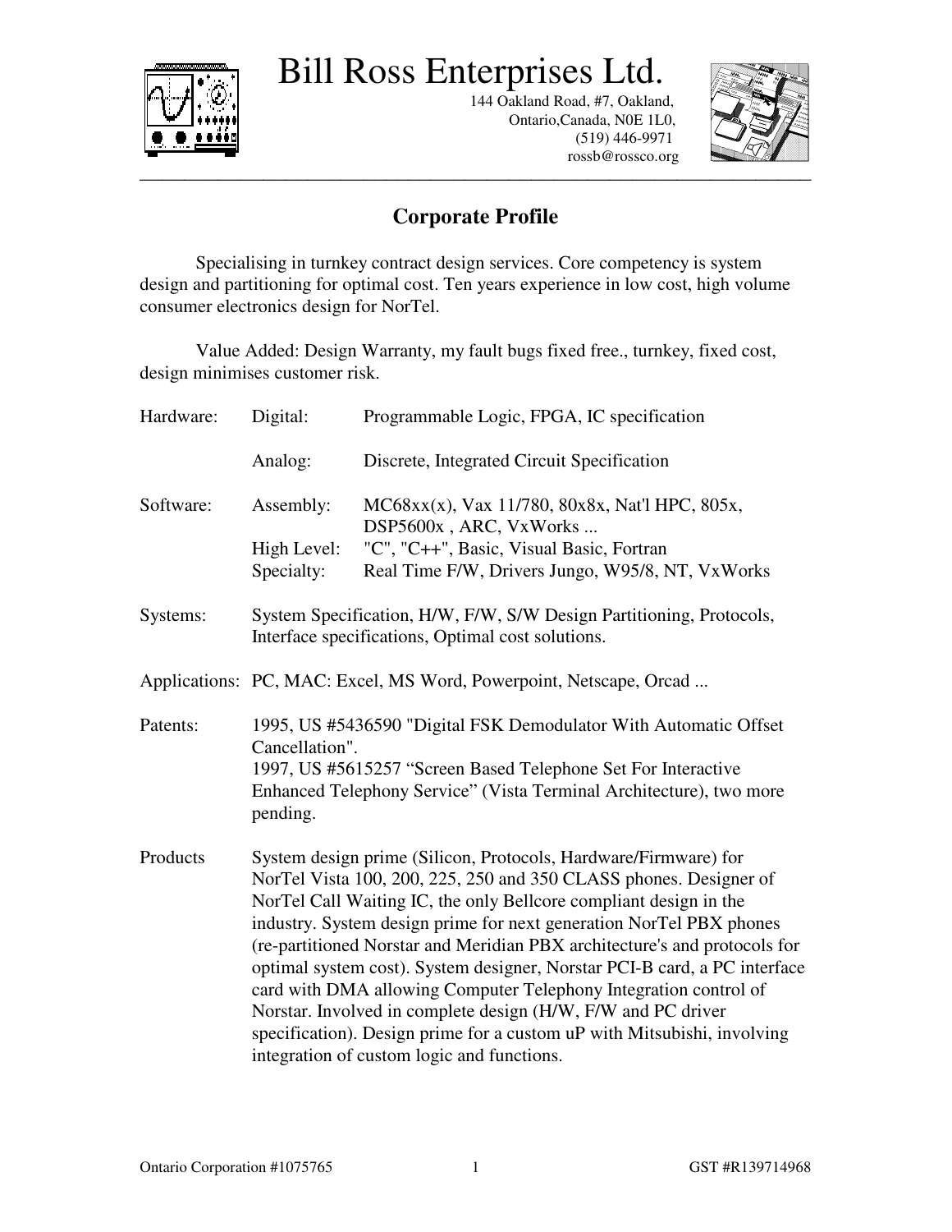# Bill Ross Enterprises Ltd.

144 Oakland Road, #7, Oakland,
Ontario,Canada, N0E 1L0,
(519) 446-9971
rossb@rossco.org

---

## Corporate Profile

Specialising in turnkey contract design services. Core competency is system design and partitioning for optimal cost. Ten years experience in low cost, high volume consumer electronics design for NorTel.

Value Added: Design Warranty, my fault bugs fixed free., turnkey, fixed cost, design minimises customer risk.

| | | |
|---|---|---|
| Hardware: | Digital: | Programmable Logic, FPGA, IC specification |
| | Analog: | Discrete, Integrated Circuit Specification |
| Software: | Assembly: | MC68xx(x), Vax 11/780, 80x8x, Nat'l HPC, 805x, DSP5600x , ARC, VxWorks ... |
| | High Level: | "C", "C++", Basic, Visual Basic, Fortran |
| | Specialty: | Real Time F/W, Drivers Jungo, W95/8, NT, VxWorks |

**Systems:** System Specification, H/W, F/W, S/W Design Partitioning, Protocols, Interface specifications, Optimal cost solutions.

**Applications:** PC, MAC: Excel, MS Word, Powerpoint, Netscape, Orcad ...

**Patents:** 1995, US #5436590 "Digital FSK Demodulator With Automatic Offset Cancellation".
1997, US #5615257 “Screen Based Telephone Set For Interactive Enhanced Telephony Service” (Vista Terminal Architecture), two more pending.

**Products** System design prime (Silicon, Protocols, Hardware/Firmware) for NorTel Vista 100, 200, 225, 250 and 350 CLASS phones. Designer of NorTel Call Waiting IC, the only Bellcore compliant design in the industry. System design prime for next generation NorTel PBX phones (re-partitioned Norstar and Meridian PBX architecture's and protocols for optimal system cost). System designer, Norstar PCI-B card, a PC interface card with DMA allowing Computer Telephony Integration control of Norstar. Involved in complete design (H/W, F/W and PC driver specification). Design prime for a custom uP with Mitsubishi, involving integration of custom logic and functions.

Ontario Corporation #1075765 GST #R139714968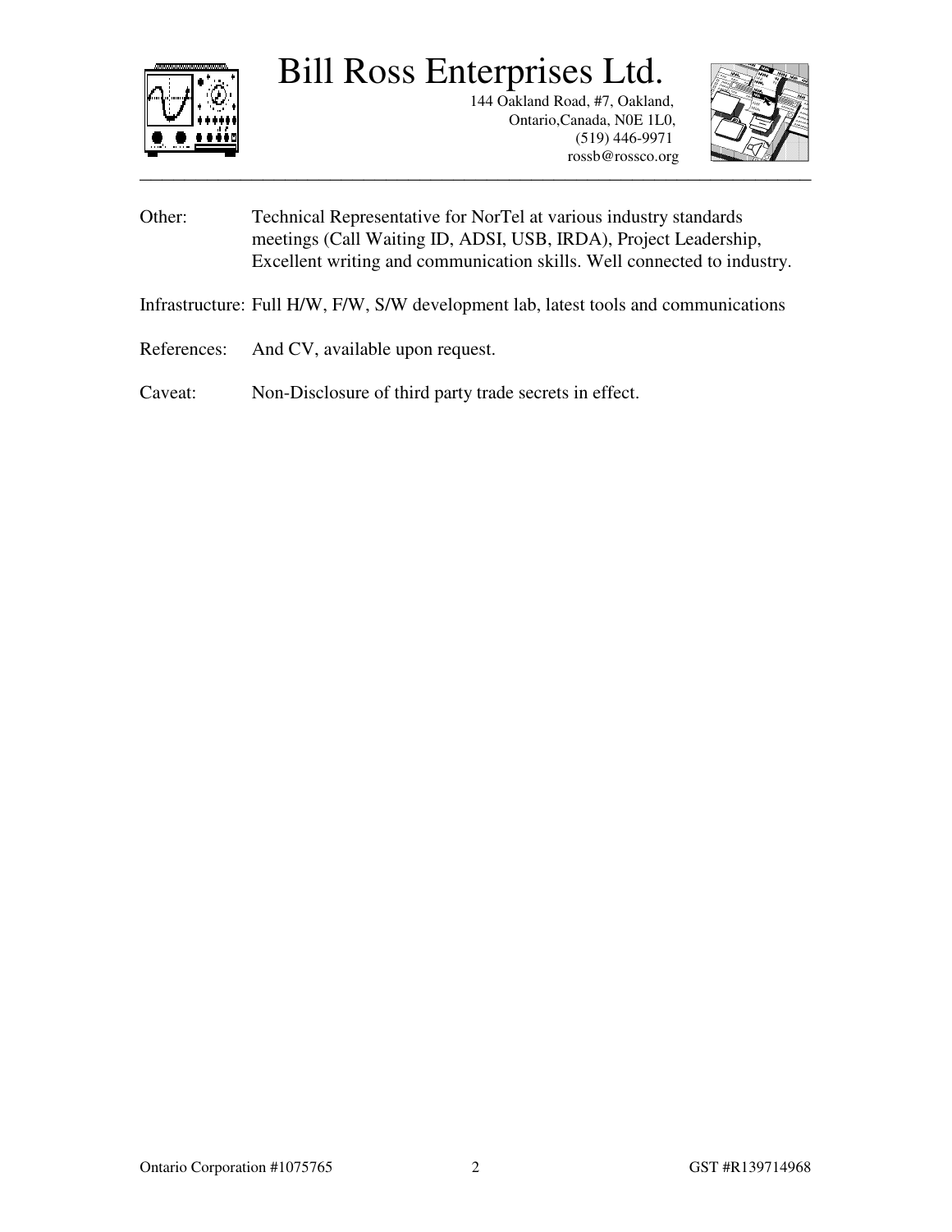Other: Technical Representative for NorTel at various industry standards meetings (Call Waiting ID, ADSI, USB, IRDA), Project Leadership, Excellent writing and communication skills. Well connected to industry.

Infrastructure: Full H/W, F/W, S/W development lab, latest tools and communications

References: And CV, available upon request.

Caveat: Non-Disclosure of third party trade secrets in effect.